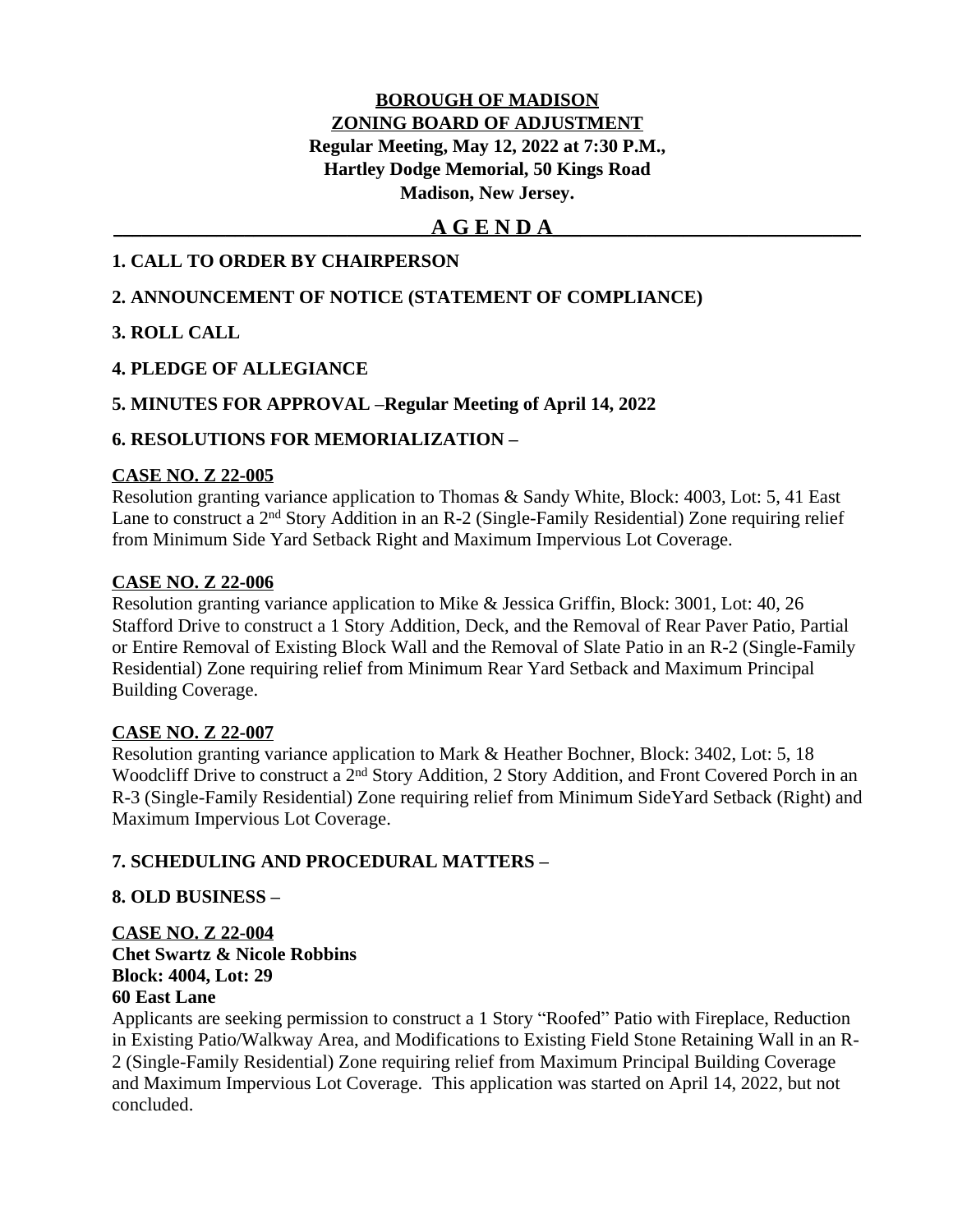**BOROUGH OF MADISON**
**ZONING BOARD OF ADJUSTMENT**
**Regular Meeting, May 12, 2022 at 7:30 P.M.,**
**Hartley Dodge Memorial, 50 Kings Road**
**Madison, New Jersey.**

# A G E N D A

## 1. CALL TO ORDER BY CHAIRPERSON

## 2. ANNOUNCEMENT OF NOTICE (STATEMENT OF COMPLIANCE)

## 3. ROLL CALL

## 4. PLEDGE OF ALLEGIANCE

## 5. MINUTES FOR APPROVAL –Regular Meeting of April 14, 2022

## 6. RESOLUTIONS FOR MEMORIALIZATION –

**CASE NO. Z 22-005**
Resolution granting variance application to Thomas & Sandy White, Block: 4003, Lot: 5, 41 East Lane to construct a 2nd Story Addition in an R-2 (Single-Family Residential) Zone requiring relief from Minimum Side Yard Setback Right and Maximum Impervious Lot Coverage.

**CASE NO. Z 22-006**
Resolution granting variance application to Mike & Jessica Griffin, Block: 3001, Lot: 40, 26 Stafford Drive to construct a 1 Story Addition, Deck, and the Removal of Rear Paver Patio, Partial or Entire Removal of Existing Block Wall and the Removal of Slate Patio in an R-2 (Single-Family Residential) Zone requiring relief from Minimum Rear Yard Setback and Maximum Principal Building Coverage.

**CASE NO. Z 22-007**
Resolution granting variance application to Mark & Heather Bochner, Block: 3402, Lot: 5, 18 Woodcliff Drive to construct a 2nd Story Addition, 2 Story Addition, and Front Covered Porch in an R-3 (Single-Family Residential) Zone requiring relief from Minimum SideYard Setback (Right) and Maximum Impervious Lot Coverage.

## 7. SCHEDULING AND PROCEDURAL MATTERS –

## 8. OLD BUSINESS –

**CASE NO. Z 22-004**
**Chet Swartz & Nicole Robbins**
**Block: 4004, Lot: 29**
**60 East Lane**
Applicants are seeking permission to construct a 1 Story "Roofed" Patio with Fireplace, Reduction in Existing Patio/Walkway Area, and Modifications to Existing Field Stone Retaining Wall in an R-2 (Single-Family Residential) Zone requiring relief from Maximum Principal Building Coverage and Maximum Impervious Lot Coverage. This application was started on April 14, 2022, but not concluded.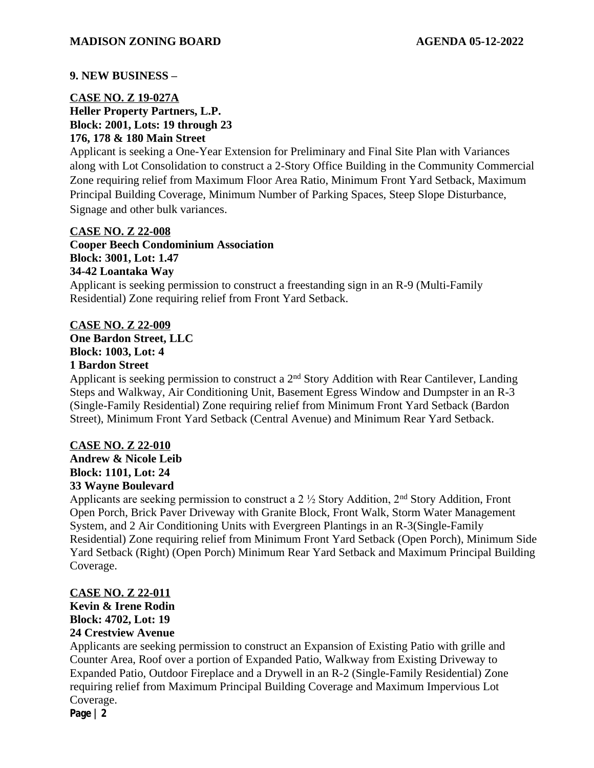## 9. NEW BUSINESS –

**CASE NO. Z 19-027A**
**Heller Property Partners, L.P.**
**Block: 2001, Lots: 19 through 23**
**176, 178 & 180 Main Street**

Applicant is seeking a One-Year Extension for Preliminary and Final Site Plan with Variances along with Lot Consolidation to construct a 2-Story Office Building in the Community Commercial Zone requiring relief from Maximum Floor Area Ratio, Minimum Front Yard Setback, Maximum Principal Building Coverage, Minimum Number of Parking Spaces, Steep Slope Disturbance, Signage and other bulk variances.

**CASE NO. Z 22-008**
**Cooper Beech Condominium Association**
**Block: 3001, Lot: 1.47**
**34-42 Loantaka Way**

Applicant is seeking permission to construct a freestanding sign in an R-9 (Multi-Family Residential) Zone requiring relief from Front Yard Setback.

**CASE NO. Z 22-009**
**One Bardon Street, LLC**
**Block: 1003, Lot: 4**
**1 Bardon Street**

Applicant is seeking permission to construct a 2nd Story Addition with Rear Cantilever, Landing Steps and Walkway, Air Conditioning Unit, Basement Egress Window and Dumpster in an R-3 (Single-Family Residential) Zone requiring relief from Minimum Front Yard Setback (Bardon Street), Minimum Front Yard Setback (Central Avenue) and Minimum Rear Yard Setback.

**CASE NO. Z 22-010**
**Andrew & Nicole Leib**
**Block: 1101, Lot: 24**
**33 Wayne Boulevard**

Applicants are seeking permission to construct a 2 ½ Story Addition, 2nd Story Addition, Front Open Porch, Brick Paver Driveway with Granite Block, Front Walk, Storm Water Management System, and 2 Air Conditioning Units with Evergreen Plantings in an R-3(Single-Family Residential) Zone requiring relief from Minimum Front Yard Setback (Open Porch), Minimum Side Yard Setback (Right) (Open Porch) Minimum Rear Yard Setback and Maximum Principal Building Coverage.

**CASE NO. Z 22-011**
**Kevin & Irene Rodin**
**Block: 4702, Lot: 19**
**24 Crestview Avenue**

Applicants are seeking permission to construct an Expansion of Existing Patio with grille and Counter Area, Roof over a portion of Expanded Patio, Walkway from Existing Driveway to Expanded Patio, Outdoor Fireplace and a Drywell in an R-2 (Single-Family Residential) Zone requiring relief from Maximum Principal Building Coverage and Maximum Impervious Lot Coverage.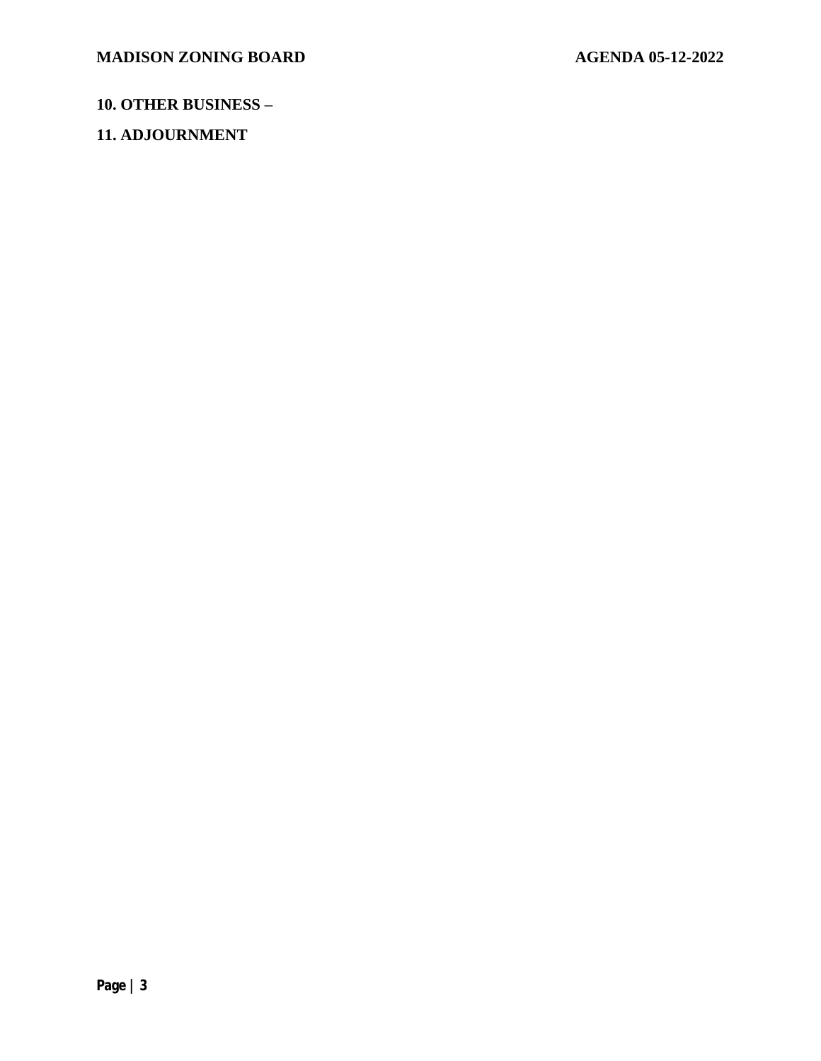**10. OTHER BUSINESS –**

**11. ADJOURNMENT**